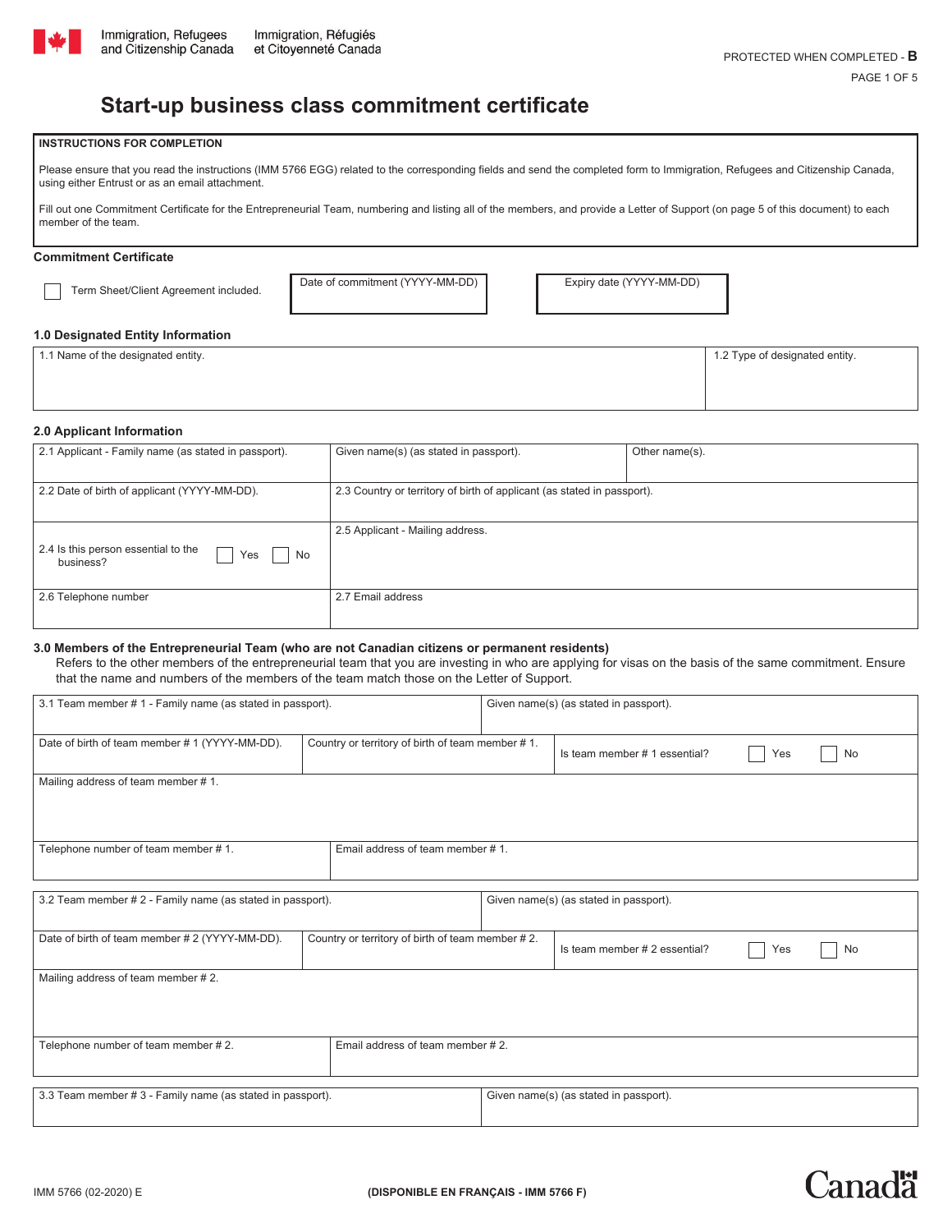Immigration, Refugees and Citizenship Canada | Immigration, Réfugiés et Citoyenneté Canada

PROTECTED WHEN COMPLETED - **B**

# Start-up business class commitment certificate

**INSTRUCTIONS FOR COMPLETION**

Please ensure that you read the instructions (IMM 5766 EGG) related to the corresponding fields and send the completed form to Immigration, Refugees and Citizenship Canada, using either Entrust or as an email attachment.

Fill out one Commitment Certificate for the Entrepreneurial Team, numbering and listing all of the members, and provide a Letter of Support (on page 5 of this document) to each member of the team.

## Commitment Certificate

☐ Term Sheet/Client Agreement included.

| Date of commitment (YYYY-MM-DD) | Expiry date (YYYY-MM-DD) |
|---|---|
| | |

### 1.0 Designated Entity Information

| 1.1 Name of the designated entity. | 1.2 Type of designated entity. |
|---|---|
| | |

### 2.0 Applicant Information

| 2.1 Applicant - Family name (as stated in passport). | Given name(s) (as stated in passport). | Other name(s). |
|---|---|---|
| 2.2 Date of birth of applicant (YYYY-MM-DD). | 2.3 Country or territory of birth of applicant (as stated in passport). | |
| 2.4 Is this person essential to the business? ☐ Yes ☐ No | 2.5 Applicant - Mailing address. | |
| 2.6 Telephone number | 2.7 Email address | |

### 3.0 Members of the Entrepreneurial Team (who are not Canadian citizens or permanent residents)

Refers to the other members of the entrepreneurial team that you are investing in who are applying for visas on the basis of the same commitment. Ensure that the name and numbers of the members of the team match those on the Letter of Support.

| 3.1 Team member # 1 - Family name (as stated in passport). | Given name(s) (as stated in passport). | |
|---|---|---|
| Date of birth of team member # 1 (YYYY-MM-DD). | Country or territory of birth of team member # 1. | Is team member # 1 essential? ☐ Yes ☐ No |
| Mailing address of team member # 1. | | |
| Telephone number of team member # 1. | Email address of team member # 1. | |

| 3.2 Team member # 2 - Family name (as stated in passport). | Given name(s) (as stated in passport). | |
|---|---|---|
| Date of birth of team member # 2 (YYYY-MM-DD). | Country or territory of birth of team member # 2. | Is team member # 2 essential? ☐ Yes ☐ No |
| Mailing address of team member # 2. | | |
| Telephone number of team member # 2. | Email address of team member # 2. | |

| 3.3 Team member # 3 - Family name (as stated in passport). | Given name(s) (as stated in passport). |
|---|---|
| | |

IMM 5766 (02-2020) E (DISPONIBLE EN FRANÇAIS - IMM 5766 F)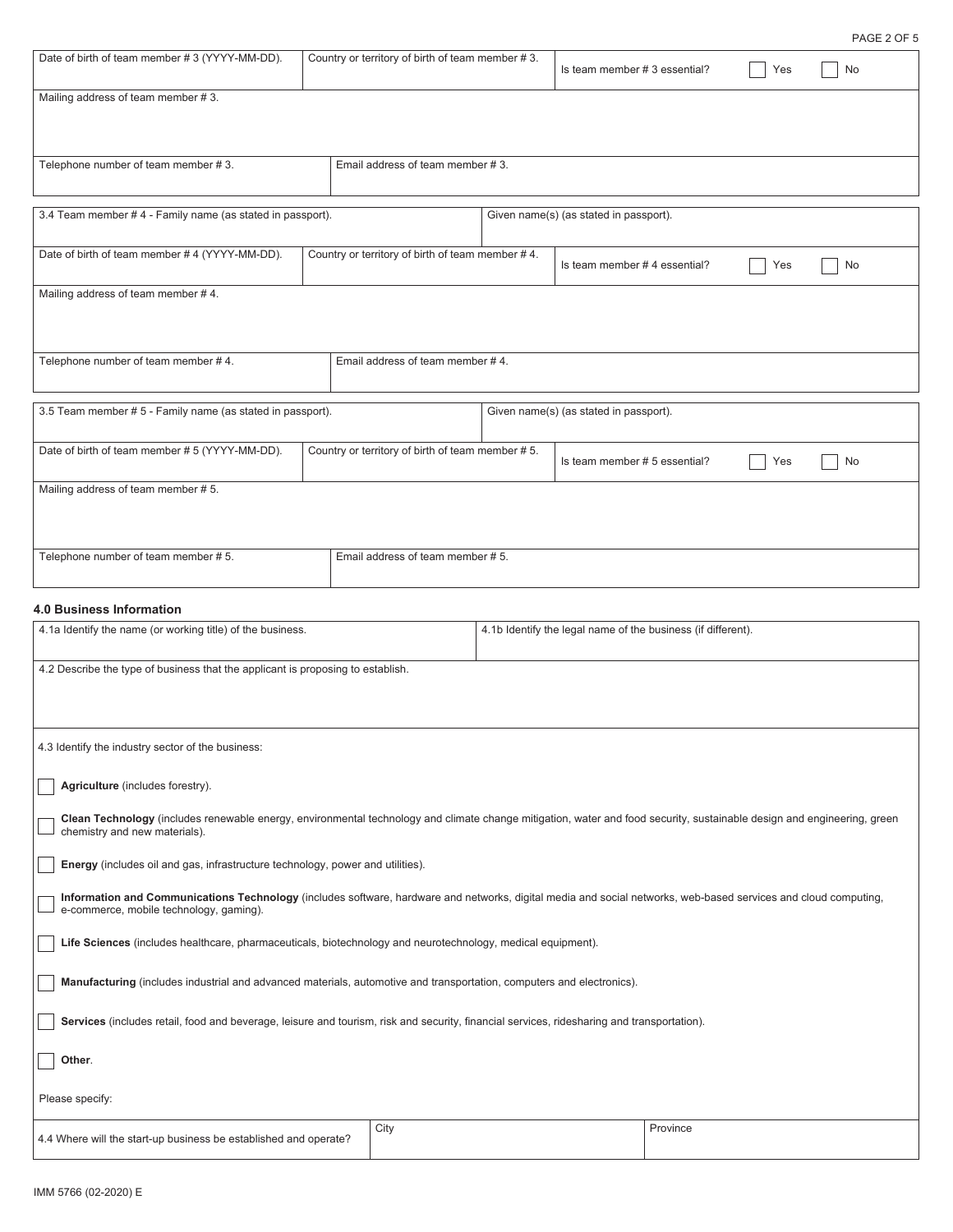| Date of birth of team member # 3 (YYYY-MM-DD). | Country or territory of birth of team member # 3. | Is team member # 3 essential? ☐ Yes ☐ No |
|---|---|---|

Mailing address of team member # 3.

| Telephone number of team member # 3. | Email address of team member # 3. |
|---|---|

| 3.4 Team member # 4 - Family name (as stated in passport). | Given name(s) (as stated in passport). |
|---|---|

| Date of birth of team member # 4 (YYYY-MM-DD). | Country or territory of birth of team member # 4. | Is team member # 4 essential? ☐ Yes ☐ No |
|---|---|---|

Mailing address of team member # 4.

| Telephone number of team member # 4. | Email address of team member # 4. |
|---|---|

| 3.5 Team member # 5 - Family name (as stated in passport). | Given name(s) (as stated in passport). |
|---|---|

| Date of birth of team member # 5 (YYYY-MM-DD). | Country or territory of birth of team member # 5. | Is team member # 5 essential? ☐ Yes ☐ No |
|---|---|---|

Mailing address of team member # 5.

| Telephone number of team member # 5. | Email address of team member # 5. |
|---|---|

### 4.0 Business Information

| 4.1a Identify the name (or working title) of the business. | 4.1b Identify the legal name of the business (if different). |
|---|---|

4.2 Describe the type of business that the applicant is proposing to establish.

4.3 Identify the industry sector of the business:

☐ **Agriculture** (includes forestry).

☐ **Clean Technology** (includes renewable energy, environmental technology and climate change mitigation, water and food security, sustainable design and engineering, green chemistry and new materials).

☐ **Energy** (includes oil and gas, infrastructure technology, power and utilities).

☐ **Information and Communications Technology** (includes software, hardware and networks, digital media and social networks, web-based services and cloud computing, e-commerce, mobile technology, gaming).

☐ **Life Sciences** (includes healthcare, pharmaceuticals, biotechnology and neurotechnology, medical equipment).

☐ **Manufacturing** (includes industrial and advanced materials, automotive and transportation, computers and electronics).

☐ **Services** (includes retail, food and beverage, leisure and tourism, risk and security, financial services, ridesharing and transportation).

☐ **Other**.

Please specify:

| 4.4 Where will the start-up business be established and operate? | City | Province |
|---|---|---|

IMM 5766 (02-2020) E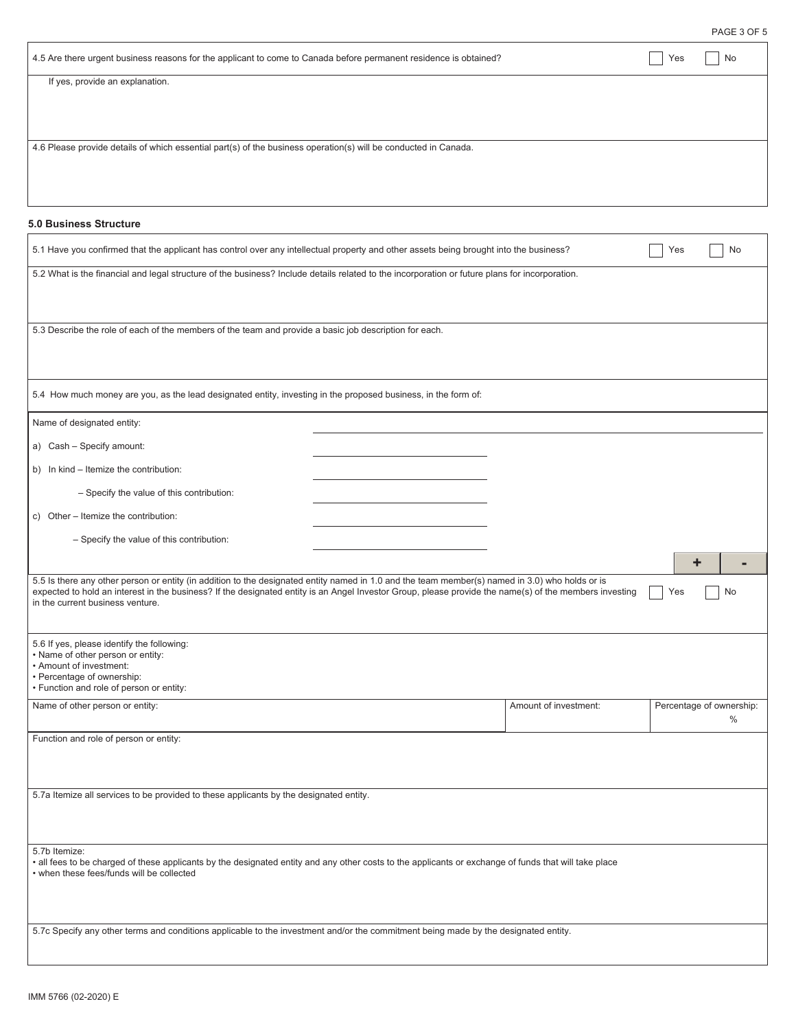4.5 Are there urgent business reasons for the applicant to come to Canada before permanent residence is obtained? ☐ Yes ☐ No

If yes, provide an explanation.

4.6 Please provide details of which essential part(s) of the business operation(s) will be conducted in Canada.

## 5.0 Business Structure

5.1 Have you confirmed that the applicant has control over any intellectual property and other assets being brought into the business? ☐ Yes ☐ No

5.2 What is the financial and legal structure of the business? Include details related to the incorporation or future plans for incorporation.

5.3 Describe the role of each of the members of the team and provide a basic job description for each.

5.4 How much money are you, as the lead designated entity, investing in the proposed business, in the form of:

Name of designated entity: ____________________

a) Cash – Specify amount: ____________________

b) In kind – Itemize the contribution: ____________________

– Specify the value of this contribution: ____________________

c) Other – Itemize the contribution: ____________________

– Specify the value of this contribution: ____________________

5.5 Is there any other person or entity (in addition to the designated entity named in 1.0 and the team member(s) named in 3.0) who holds or is expected to hold an interest in the business? If the designated entity is an Angel Investor Group, please provide the name(s) of the members investing in the current business venture. ☐ Yes ☐ No

5.6 If yes, please identify the following:
- Name of other person or entity:
- Amount of investment:
- Percentage of ownership:
- Function and role of person or entity:

| Name of other person or entity: | Amount of investment: | Percentage of ownership: % |
|---|---|---|
| | | |

Function and role of person or entity:

5.7a Itemize all services to be provided to these applicants by the designated entity.

5.7b Itemize:
- all fees to be charged of these applicants by the designated entity and any other costs to the applicants or exchange of funds that will take place
- when these fees/funds will be collected

5.7c Specify any other terms and conditions applicable to the investment and/or the commitment being made by the designated entity.

IMM 5766 (02-2020) E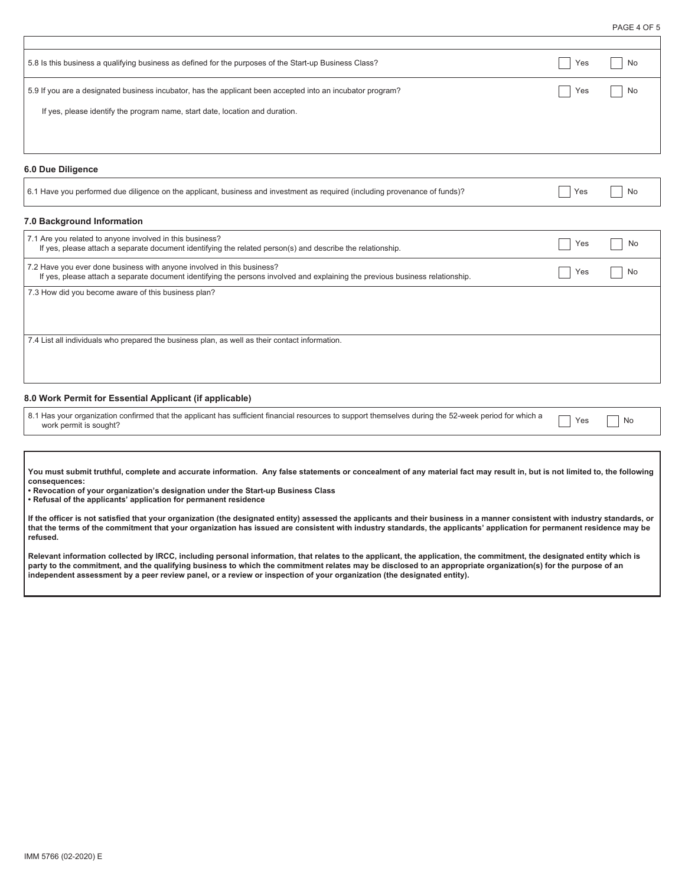5.8 Is this business a qualifying business as defined for the purposes of the Start-up Business Class? ☐ Yes ☐ No

5.9 If you are a designated business incubator, has the applicant been accepted into an incubator program? ☐ Yes ☐ No

If yes, please identify the program name, start date, location and duration.

### 6.0 Due Diligence

6.1 Have you performed due diligence on the applicant, business and investment as required (including provenance of funds)? ☐ Yes ☐ No

### 7.0 Background Information

7.1 Are you related to anyone involved in this business? ☐ Yes ☐ No
If yes, please attach a separate document identifying the related person(s) and describe the relationship.

7.2 Have you ever done business with anyone involved in this business? ☐ Yes ☐ No
If yes, please attach a separate document identifying the persons involved and explaining the previous business relationship.

7.3 How did you become aware of this business plan?

7.4 List all individuals who prepared the business plan, as well as their contact information.

### 8.0 Work Permit for Essential Applicant (if applicable)

8.1 Has your organization confirmed that the applicant has sufficient financial resources to support themselves during the 52-week period for which a work permit is sought? ☐ Yes ☐ No

**You must submit truthful, complete and accurate information. Any false statements or concealment of any material fact may result in, but is not limited to, the following consequences:**

- **Revocation of your organization's designation under the Start-up Business Class**
- **Refusal of the applicants' application for permanent residence**

**If the officer is not satisfied that your organization (the designated entity) assessed the applicants and their business in a manner consistent with industry standards, or that the terms of the commitment that your organization has issued are consistent with industry standards, the applicants' application for permanent residence may be refused.**

**Relevant information collected by IRCC, including personal information, that relates to the applicant, the application, the commitment, the designated entity which is party to the commitment, and the qualifying business to which the commitment relates may be disclosed to an appropriate organization(s) for the purpose of an independent assessment by a peer review panel, or a review or inspection of your organization (the designated entity).**

IMM 5766 (02-2020) E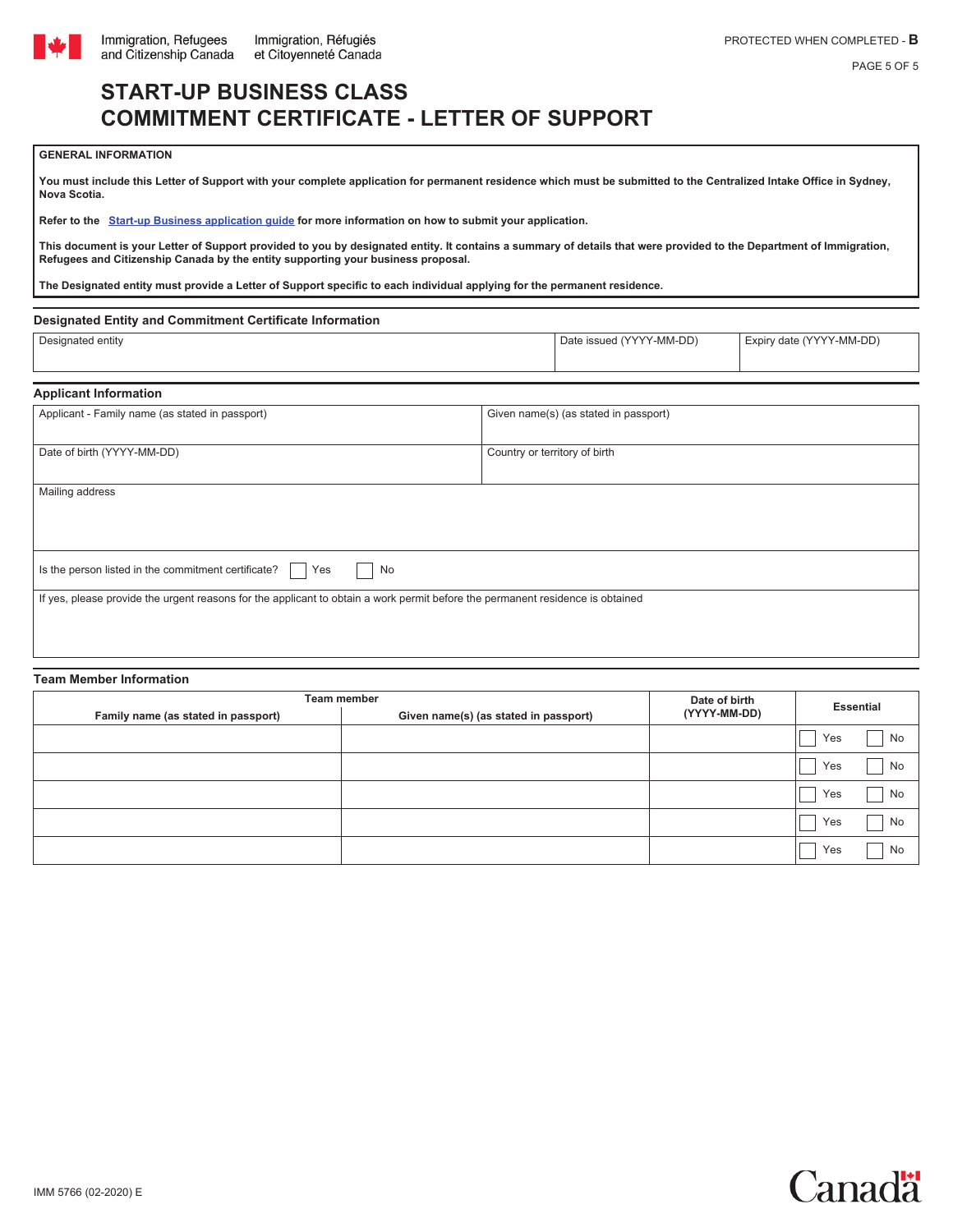Immigration, Refugees and Citizenship Canada | Immigration, Réfugiés et Citoyenneté Canada

PROTECTED WHEN COMPLETED - **B**

# START-UP BUSINESS CLASS
# COMMITMENT CERTIFICATE - LETTER OF SUPPORT

**GENERAL INFORMATION**

**You must include this Letter of Support with your complete application for permanent residence which must be submitted to the Centralized Intake Office in Sydney, Nova Scotia.**

**Refer to the Start-up Business application guide for more information on how to submit your application.**

**This document is your Letter of Support provided to you by designated entity. It contains a summary of details that were provided to the Department of Immigration, Refugees and Citizenship Canada by the entity supporting your business proposal.**

**The Designated entity must provide a Letter of Support specific to each individual applying for the permanent residence.**

## Designated Entity and Commitment Certificate Information

| Designated entity | Date issued (YYYY-MM-DD) | Expiry date (YYYY-MM-DD) |
|---|---|---|
| | | |

## Applicant Information

| Applicant - Family name (as stated in passport) | Given name(s) (as stated in passport) |
|---|---|
| | |
| Date of birth (YYYY-MM-DD) | Country or territory of birth |
| | |

Mailing address

Is the person listed in the commitment certificate? ☐ Yes ☐ No

If yes, please provide the urgent reasons for the applicant to obtain a work permit before the permanent residence is obtained

## Team Member Information

| Team member | | Date of birth (YYYY-MM-DD) | Essential |
|---|---|---|---|
| Family name (as stated in passport) | Given name(s) (as stated in passport) | | |
| | | | ☐ Yes ☐ No |
| | | | ☐ Yes ☐ No |
| | | | ☐ Yes ☐ No |
| | | | ☐ Yes ☐ No |
| | | | ☐ Yes ☐ No |

IMM 5766 (02-2020) E

Canada